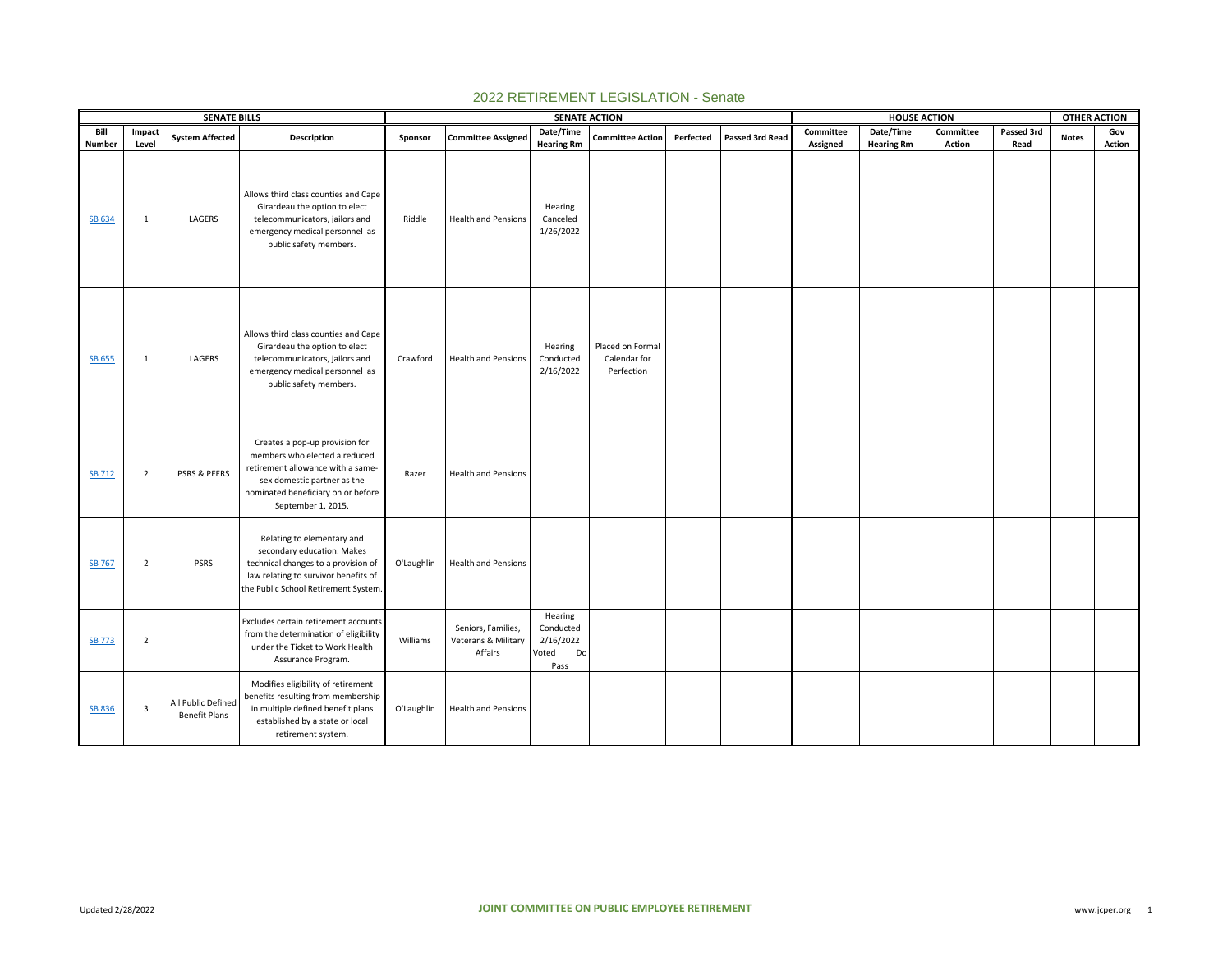# 2022 RETIREMENT LEGISLATION - Senate

| SENATE BILLS | | | | SENATE ACTION | | | | | | HOUSE ACTION | | | | OTHER ACTION | |
|---|---|---|---|---|---|---|---|---|---|---|---|---|---|---|---|
| Bill Number | Impact Level | System Affected | Description | Sponsor | Committee Assigned | Date/Time Hearing Rm | Committee Action | Perfected | Passed 3rd Read | Committee Assigned | Date/Time Hearing Rm | Committee Action | Passed 3rd Read | Notes | Gov Action |
| SB 634 | 1 | LAGERS | Allows third class counties and Cape Girardeau the option to elect telecommunicators, jailors and emergency medical personnel as public safety members. | Riddle | Health and Pensions | Hearing Canceled 1/26/2022 | | | | | | | | | |
| SB 655 | 1 | LAGERS | Allows third class counties and Cape Girardeau the option to elect telecommunicators, jailors and emergency medical personnel as public safety members. | Crawford | Health and Pensions | Hearing Conducted 2/16/2022 | Placed on Formal Calendar for Perfection | | | | | | | | |
| SB 712 | 2 | PSRS & PEERS | Creates a pop-up provision for members who elected a reduced retirement allowance with a same-sex domestic partner as the nominated beneficiary on or before September 1, 2015. | Razer | Health and Pensions | | | | | | | | | | |
| SB 767 | 2 | PSRS | Relating to elementary and secondary education. Makes technical changes to a provision of law relating to survivor benefits of the Public School Retirement System. | O'Laughlin | Health and Pensions | | | | | | | | | | |
| SB 773 | 2 | | Excludes certain retirement accounts from the determination of eligibility under the Ticket to Work Health Assurance Program. | Williams | Seniors, Families, Veterans & Military Affairs | Hearing Conducted 2/16/2022 Voted Do Pass | | | | | | | | | |
| SB 836 | 3 | All Public Defined Benefit Plans | Modifies eligibility of retirement benefits resulting from membership in multiple defined benefit plans established by a state or local retirement system. | O'Laughlin | Health and Pensions | | | | | | | | | | |

Updated 2/28/2022

JOINT COMMITTEE ON PUBLIC EMPLOYEE RETIREMENT

www.jcper.org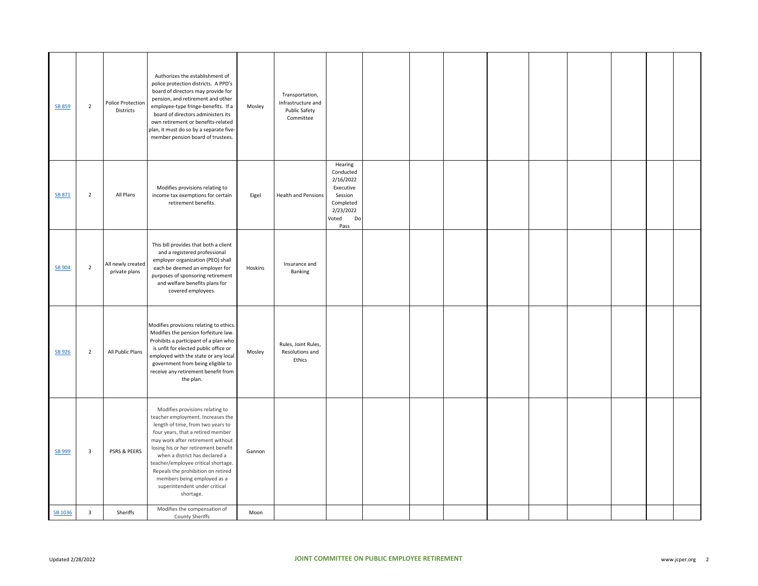| | | | | | | | | | | | | | | | |
|---|---|---|---|---|---|---|---|---|---|---|---|---|---|---|---|
| SB 859 | 2 | Police Protection Districts | Authorizes the establishment of police protection districts. A PPD's board of directors may provide for pension, and retirement and other employee-type fringe-benefits. If a board of directors administers its own retirement or benefits-related plan, it must do so by a separate five-member pension board of trustees. | Mosley | Transportation, Infrastructure and Public Safety Committee | | | | | | | | | | |
| SB 871 | 2 | All Plans | Modifies provisions relating to income tax exemptions for certain retirement benefits. | Eigel | Health and Pensions | Hearing Conducted 2/16/2022 Executive Session Completed 2/23/2022 Voted Do Pass | | | | | | | | | |
| SB 904 | 2 | All newly created private plans | This bill provides that both a client and a registered professional employer organization (PEO) shall each be deemed an employer for purposes of sponsoring retirement and welfare benefits plans for covered employees. | Hoskins | Insurance and Banking | | | | | | | | | | |
| SB 926 | 2 | All Public Plans | Modifies provisions relating to ethics. Modifies the pension forfeiture law. Prohibits a participant of a plan who is unfit for elected public office or employed with the state or any local government from being eligible to receive any retirement benefit from the plan. | Mosley | Rules, Joint Rules, Resolutions and Ethics | | | | | | | | | | |
| SB 999 | 3 | PSRS & PEERS | Modifies provisions relating to teacher employment. Increases the length of time, from two years to four years, that a retired member may work after retirement without losing his or her retirement benefit when a district has declared a teacher/employee critical shortage. Repeals the prohibition on retired members being employed as a superintendent under critical shortage. | Gannon | | | | | | | | | | | |
| SB 1036 | 3 | Sheriffs | Modifies the compensation of County Sheriffs | Moon | | | | | | | | | | | |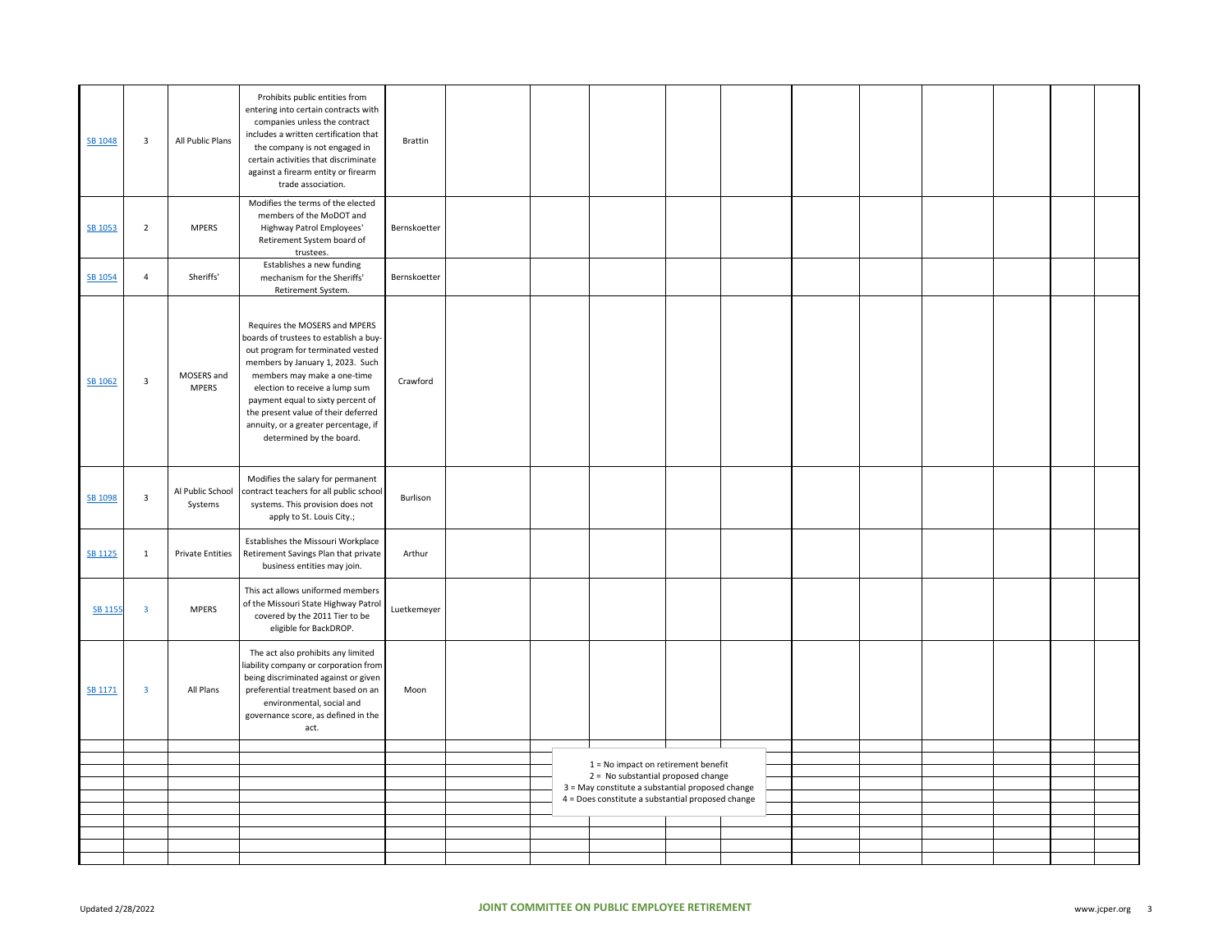| | | | | | | | | | | | | | | | | |
|---|---|---|---|---|---|---|---|---|---|---|---|---|---|---|---|---|
| SB 1048 | 3 | All Public Plans | Prohibits public entities from entering into certain contracts with companies unless the contract includes a written certification that the company is not engaged in certain activities that discriminate against a firearm entity or firearm trade association. | Brattin | | | | | | | | | | | | |
| SB 1053 | 2 | MPERS | Modifies the terms of the elected members of the MoDOT and Highway Patrol Employees' Retirement System board of trustees. | Bernskoetter | | | | | | | | | | | | |
| SB 1054 | 4 | Sheriffs' | Establishes a new funding mechanism for the Sheriffs' Retirement System. | Bernskoetter | | | | | | | | | | | | |
| SB 1062 | 3 | MOSERS and MPERS | Requires the MOSERS and MPERS boards of trustees to establish a buy-out program for terminated vested members by January 1, 2023. Such members may make a one-time election to receive a lump sum payment equal to sixty percent of the present value of their deferred annuity, or a greater percentage, if determined by the board. | Crawford | | | | | | | | | | | | |
| SB 1098 | 3 | Al Public School Systems | Modifies the salary for permanent contract teachers for all public school systems. This provision does not apply to St. Louis City.; | Burlison | | | | | | | | | | | | |
| SB 1125 | 1 | Private Entities | Establishes the Missouri Workplace Retirement Savings Plan that private business entities may join. | Arthur | | | | | | | | | | | | |
| SB 1155 | 3 | MPERS | This act allows uniformed members of the Missouri State Highway Patrol covered by the 2011 Tier to be eligible for BackDROP. | Luetkemeyer | | | | | | | | | | | | |
| SB 1171 | 3 | All Plans | The act also prohibits any limited liability company or corporation from being discriminated against or given preferential treatment based on an environmental, social and governance score, as defined in the act. | Moon | | | | | | | | | | | | |

1 = No impact on retirement benefit
2 = No substantial proposed change
3 = May constitute a substantial proposed change
4 = Does constitute a substantial proposed change

Updated 2/28/2022

JOINT COMMITTEE ON PUBLIC EMPLOYEE RETIREMENT

www.jcper.org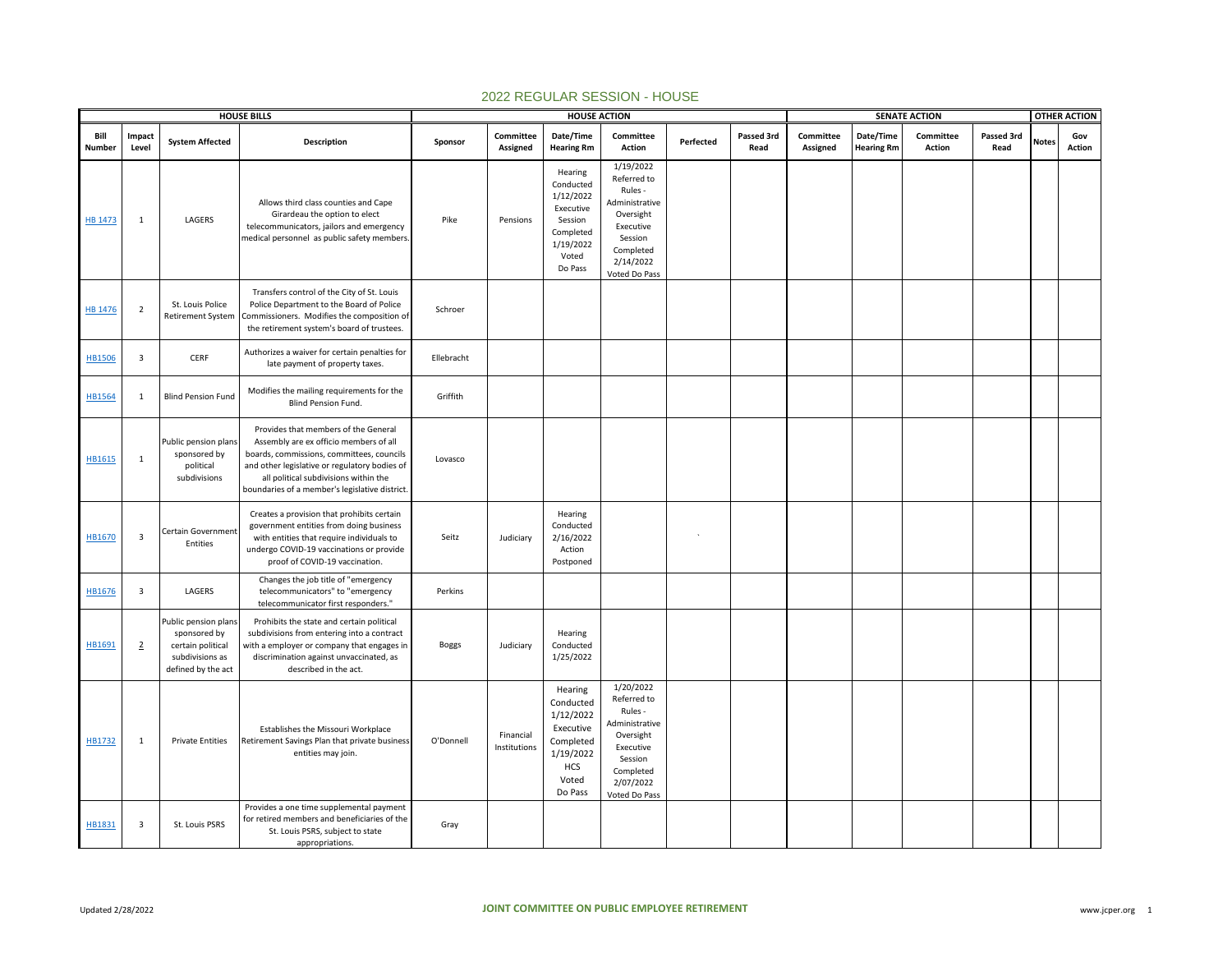# 2022 REGULAR SESSION - HOUSE

| HOUSE BILLS | | | | HOUSE ACTION | | | | | | SENATE ACTION | | | | OTHER ACTION | |
|---|---|---|---|---|---|---|---|---|---|---|---|---|---|---|---|
| Bill Number | Impact Level | System Affected | Description | Sponsor | Committee Assigned | Date/Time Hearing Rm | Committee Action | Perfected | Passed 3rd Read | Committee Assigned | Date/Time Hearing Rm | Committee Action | Passed 3rd Read | Notes | Gov Action |
| HB 1473 | 1 | LAGERS | Allows third class counties and Cape Girardeau the option to elect telecommunicators, jailors and emergency medical personnel as public safety members. | Pike | Pensions | Hearing Conducted 1/12/2022 Executive Session Completed 1/19/2022 Voted Do Pass | 1/19/2022 Referred to Rules - Administrative Oversight Executive Session Completed 2/14/2022 Voted Do Pass | | | | | | | | |
| HB 1476 | 2 | St. Louis Police Retirement System | Transfers control of the City of St. Louis Police Department to the Board of Police Commissioners. Modifies the composition of the retirement system's board of trustees. | Schroer | | | | | | | | | | | |
| HB1506 | 3 | CERF | Authorizes a waiver for certain penalties for late payment of property taxes. | Ellebracht | | | | | | | | | | | |
| HB1564 | 1 | Blind Pension Fund | Modifies the mailing requirements for the Blind Pension Fund. | Griffith | | | | | | | | | | | |
| HB1615 | 1 | Public pension plans sponsored by political subdivisions | Provides that members of the General Assembly are ex officio members of all boards, commissions, committees, councils and other legislative or regulatory bodies of all political subdivisions within the boundaries of a member's legislative district. | Lovasco | | | | | | | | | | | |
| HB1670 | 3 | Certain Government Entities | Creates a provision that prohibits certain government entities from doing business with entities that require individuals to undergo COVID-19 vaccinations or provide proof of COVID-19 vaccination. | Seitz | Judiciary | Hearing Conducted 2/16/2022 Action Postponed | | ` | | | | | | | |
| HB1676 | 3 | LAGERS | Changes the job title of "emergency telecommunicators" to "emergency telecommunicator first responders." | Perkins | | | | | | | | | | | |
| HB1691 | 2 | Public pension plans sponsored by certain political subdivisions as defined by the act | Prohibits the state and certain political subdivisions from entering into a contract with a employer or company that engages in discrimination against unvaccinated, as described in the act. | Boggs | Judiciary | Hearing Conducted 1/25/2022 | | | | | | | | | |
| HB1732 | 1 | Private Entities | Establishes the Missouri Workplace Retirement Savings Plan that private business entities may join. | O'Donnell | Financial Institutions | Hearing Conducted 1/12/2022 Executive Completed 1/19/2022 HCS Voted Do Pass | 1/20/2022 Referred to Rules - Administrative Oversight Executive Session Completed 2/07/2022 Voted Do Pass | | | | | | | | |
| HB1831 | 3 | St. Louis PSRS | Provides a one time supplemental payment for retired members and beneficiaries of the St. Louis PSRS, subject to state appropriations. | Gray | | | | | | | | | | | |

Updated 2/28/2022 | JOINT COMMITTEE ON PUBLIC EMPLOYEE RETIREMENT | www.jcper.org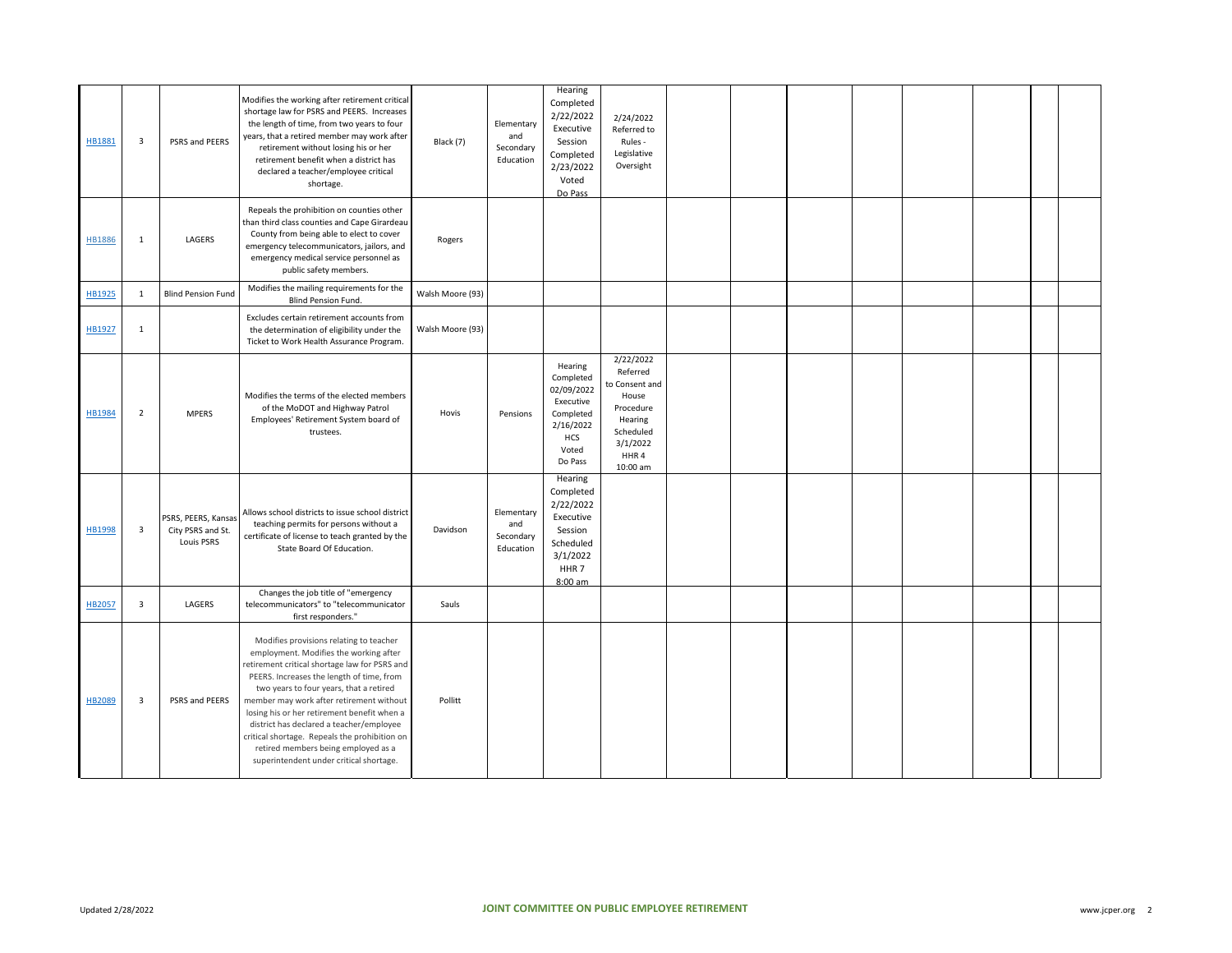| | | | | | | | | | | | | | | | |
|---|---|---|---|---|---|---|---|---|---|---|---|---|---|---|---|
| HB1881 | 3 | PSRS and PEERS | Modifies the working after retirement critical shortage law for PSRS and PEERS. Increases the length of time, from two years to four years, that a retired member may work after retirement without losing his or her retirement benefit when a district has declared a teacher/employee critical shortage. | Black (7) | Elementary and Secondary Education | Hearing Completed 2/22/2022 Executive Session Completed 2/23/2022 Voted Do Pass | 2/24/2022 Referred to Rules - Legislative Oversight | | | | | | | | |
| HB1886 | 1 | LAGERS | Repeals the prohibition on counties other than third class counties and Cape Girardeau County from being able to elect to cover emergency telecommunicators, jailors, and emergency medical service personnel as public safety members. | Rogers | | | | | | | | | | | |
| HB1925 | 1 | Blind Pension Fund | Modifies the mailing requirements for the Blind Pension Fund. | Walsh Moore (93) | | | | | | | | | | | |
| HB1927 | 1 | | Excludes certain retirement accounts from the determination of eligibility under the Ticket to Work Health Assurance Program. | Walsh Moore (93) | | | | | | | | | | | |
| HB1984 | 2 | MPERS | Modifies the terms of the elected members of the MoDOT and Highway Patrol Employees' Retirement System board of trustees. | Hovis | Pensions | Hearing Completed 02/09/2022 Executive Completed 2/16/2022 HCS Voted Do Pass | 2/22/2022 Referred to Consent and House Procedure Hearing Scheduled 3/1/2022 HHR 4 10:00 am | | | | | | | | |
| HB1998 | 3 | PSRS, PEERS, Kansas City PSRS and St. Louis PSRS | Allows school districts to issue school district teaching permits for persons without a certificate of license to teach granted by the State Board Of Education. | Davidson | Elementary and Secondary Education | Hearing Completed 2/22/2022 Executive Session Scheduled 3/1/2022 HHR 7 8:00 am | | | | | | | | | |
| HB2057 | 3 | LAGERS | Changes the job title of "emergency telecommunicators" to "telecommunicator first responders." | Sauls | | | | | | | | | | | |
| HB2089 | 3 | PSRS and PEERS | Modifies provisions relating to teacher employment. Modifies the working after retirement critical shortage law for PSRS and PEERS. Increases the length of time, from two years to four years, that a retired member may work after retirement without losing his or her retirement benefit when a district has declared a teacher/employee critical shortage. Repeals the prohibition on retired members being employed as a superintendent under critical shortage. | Pollitt | | | | | | | | | | | |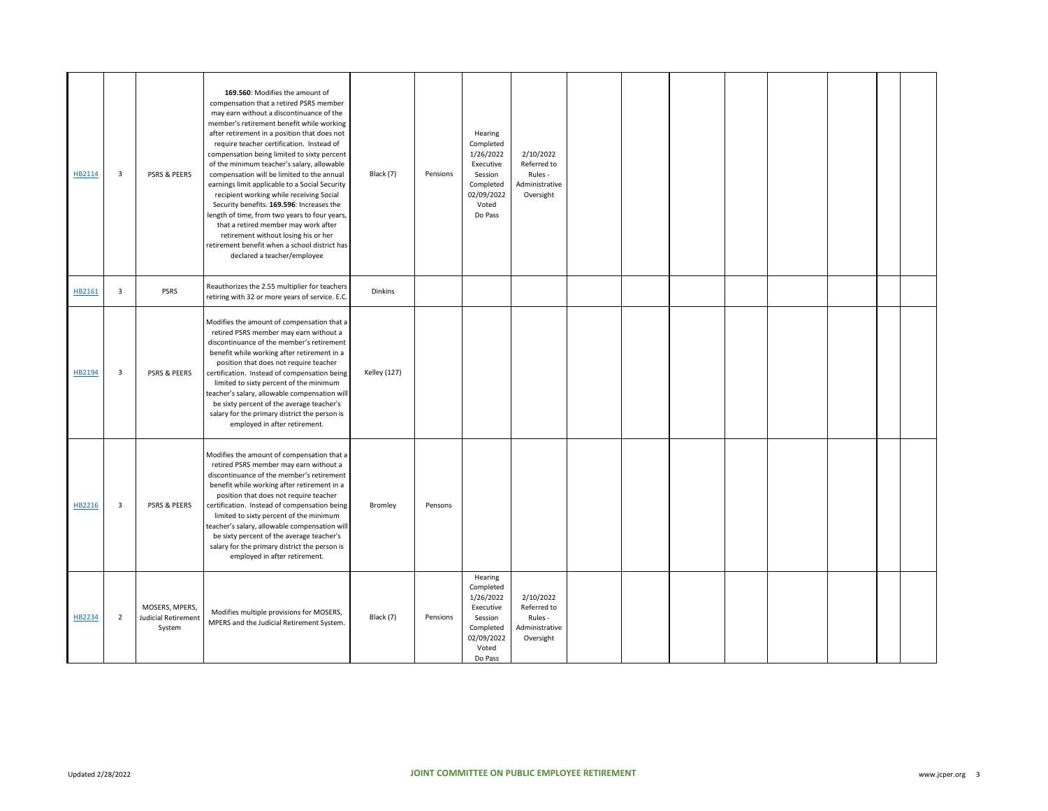| HB2114 | 3 | PSRS & PEERS | **169.560**: Modifies the amount of compensation that a retired PSRS member may earn without a discontinuance of the member's retirement benefit while working after retirement in a position that does not require teacher certification. Instead of compensation being limited to sixty percent of the minimum teacher's salary, allowable compensation will be limited to the annual earnings limit applicable to a Social Security recipient working while receiving Social Security benefits. **169.596**: Increases the length of time, from two years to four years, that a retired member may work after retirement without losing his or her retirement benefit when a school district has declared a teacher/employee | Black (7) | Pensions | Hearing Completed 1/26/2022 Executive Session Completed 02/09/2022 Voted Do Pass | 2/10/2022 Referred to Rules - Administrative Oversight | | | | | | | | |
|---|---|---|---|---|---|---|---|---|---|---|---|---|---|---|---|
| HB2161 | 3 | PSRS | Reauthorizes the 2.55 multiplier for teachers retiring with 32 or more years of service. E.C. | Dinkins | | | | | | | | | | | |
| HB2194 | 3 | PSRS & PEERS | Modifies the amount of compensation that a retired PSRS member may earn without a discontinuance of the member's retirement benefit while working after retirement in a position that does not require teacher certification. Instead of compensation being limited to sixty percent of the minimum teacher's salary, allowable compensation will be sixty percent of the average teacher's salary for the primary district the person is employed in after retirement. | Kelley (127) | | | | | | | | | | | |
| HB2216 | 3 | PSRS & PEERS | Modifies the amount of compensation that a retired PSRS member may earn without a discontinuance of the member's retirement benefit while working after retirement in a position that does not require teacher certification. Instead of compensation being limited to sixty percent of the minimum teacher's salary, allowable compensation will be sixty percent of the average teacher's salary for the primary district the person is employed in after retirement. | Bromley | Pensons | | | | | | | | | | |
| HB2234 | 2 | MOSERS, MPERS, Judicial Retirement System | Modifies multiple provisions for MOSERS, MPERS and the Judicial Retirement System. | Black (7) | Pensions | Hearing Completed 1/26/2022 Executive Session Completed 02/09/2022 Voted Do Pass | 2/10/2022 Referred to Rules - Administrative Oversight | | | | | | | | |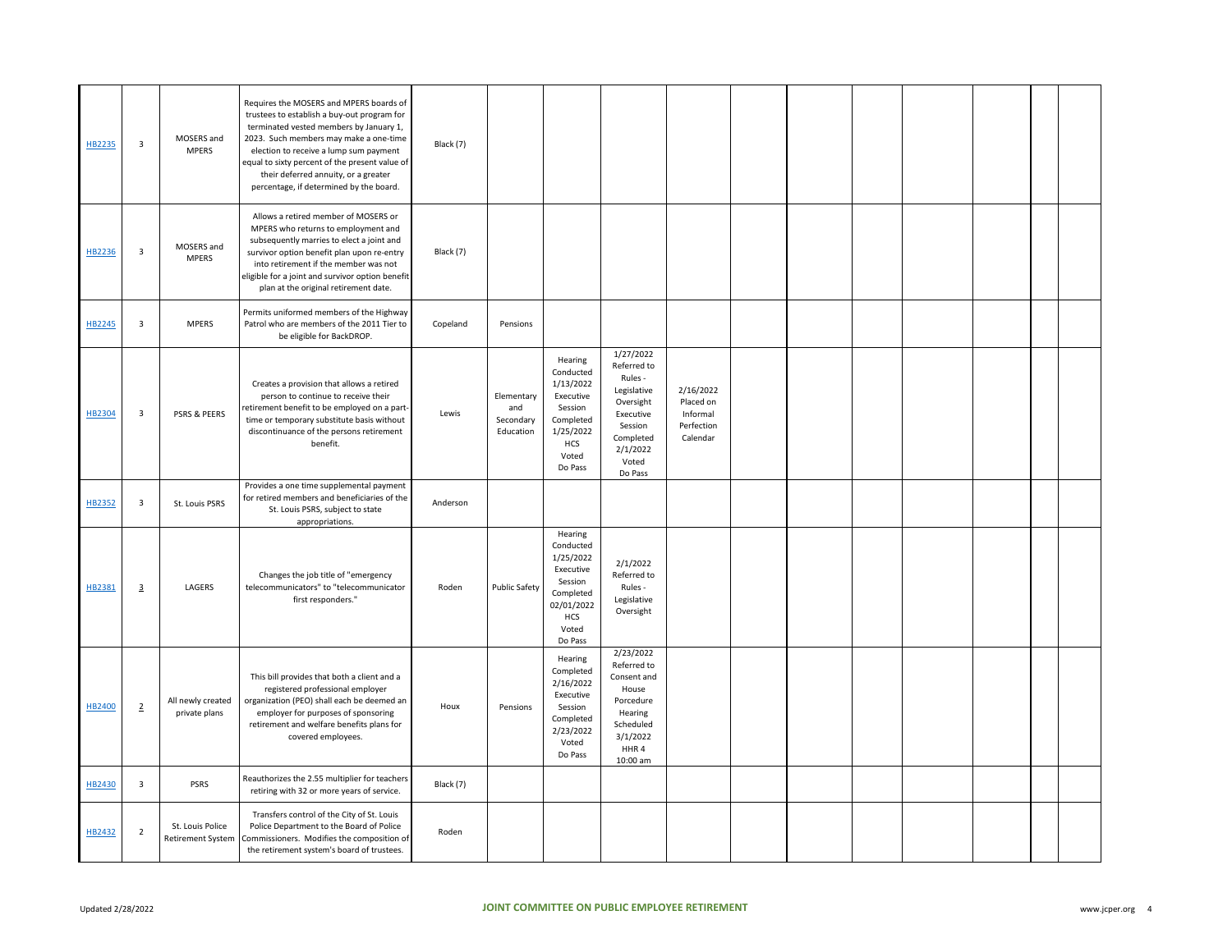| | | | | | | | | | | | | | | | | |
|---|---|---|---|---|---|---|---|---|---|---|---|---|---|---|---|---|
| HB2235 | 3 | MOSERS and MPERS | Requires the MOSERS and MPERS boards of trustees to establish a buy-out program for terminated vested members by January 1, 2023. Such members may make a one-time election to receive a lump sum payment equal to sixty percent of the present value of their deferred annuity, or a greater percentage, if determined by the board. | Black (7) | | | | | | | | | | | | |
| HB2236 | 3 | MOSERS and MPERS | Allows a retired member of MOSERS or MPERS who returns to employment and subsequently marries to elect a joint and survivor option benefit plan upon re-entry into retirement if the member was not eligible for a joint and survivor option benefit plan at the original retirement date. | Black (7) | | | | | | | | | | | | |
| HB2245 | 3 | MPERS | Permits uniformed members of the Highway Patrol who are members of the 2011 Tier to be eligible for BackDROP. | Copeland | Pensions | | | | | | | | | | | |
| HB2304 | 3 | PSRS & PEERS | Creates a provision that allows a retired person to continue to receive their retirement benefit to be employed on a part-time or temporary substitute basis without discontinuance of the persons retirement benefit. | Lewis | Elementary and Secondary Education | Hearing Conducted 1/13/2022 Executive Session Completed 1/25/2022 HCS Voted Do Pass | 1/27/2022 Referred to Rules - Legislative Oversight Executive Session Completed 2/1/2022 Voted Do Pass | 2/16/2022 Placed on Informal Perfection Calendar | | | | | | | | |
| HB2352 | 3 | St. Louis PSRS | Provides a one time supplemental payment for retired members and beneficiaries of the St. Louis PSRS, subject to state appropriations. | Anderson | | | | | | | | | | | | |
| HB2381 | 3 | LAGERS | Changes the job title of "emergency telecommunicators" to "telecommunicator first responders." | Roden | Public Safety | Hearing Conducted 1/25/2022 Executive Session Completed 02/01/2022 HCS Voted Do Pass | 2/1/2022 Referred to Rules - Legislative Oversight | | | | | | | | | |
| HB2400 | 2 | All newly created private plans | This bill provides that both a client and a registered professional employer organization (PEO) shall each be deemed an employer for purposes of sponsoring retirement and welfare benefits plans for covered employees. | Houx | Pensions | Hearing Completed 2/16/2022 Executive Session Completed 2/23/2022 Voted Do Pass | 2/23/2022 Referred to Consent and House Porcedure Hearing Scheduled 3/1/2022 HHR 4 10:00 am | | | | | | | | | |
| HB2430 | 3 | PSRS | Reauthorizes the 2.55 multiplier for teachers retiring with 32 or more years of service. | Black (7) | | | | | | | | | | | | |
| HB2432 | 2 | St. Louis Police Retirement System | Transfers control of the City of St. Louis Police Department to the Board of Police Commissioners. Modifies the composition of the retirement system's board of trustees. | Roden | | | | | | | | | | | | |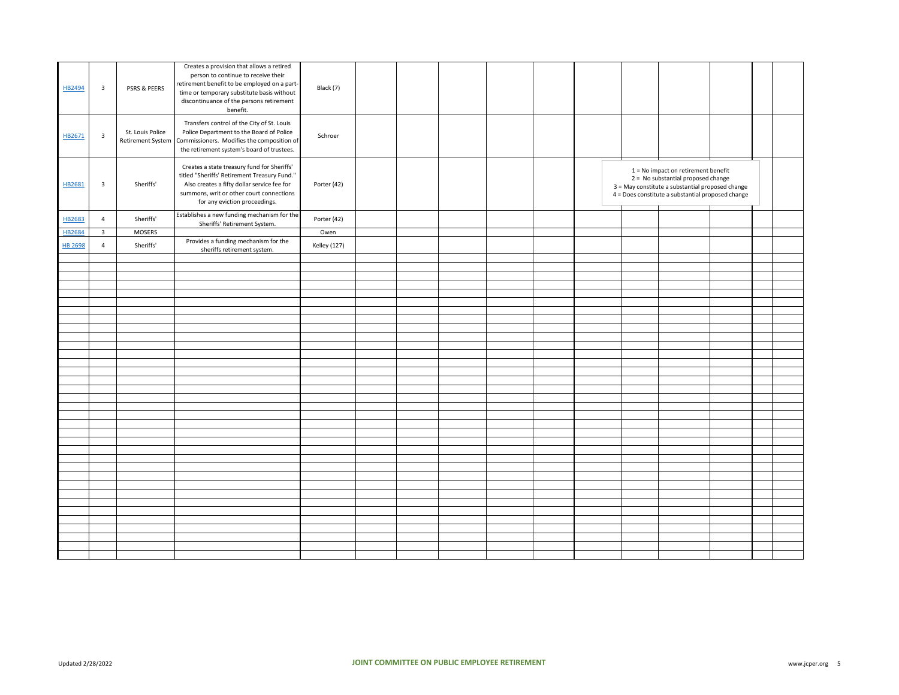| | | | | | | | | | | | | | | | | |
|---|---|---|---|---|---|---|---|---|---|---|---|---|---|---|---|---|
| HB2494 | 3 | PSRS & PEERS | Creates a provision that allows a retired person to continue to receive their retirement benefit to be employed on a part-time or temporary substitute basis without discontinuance of the persons retirement benefit. | Black (7) | | | | | | | | | | | | |
| HB2671 | 3 | St. Louis Police Retirement System | Transfers control of the City of St. Louis Police Department to the Board of Police Commissioners. Modifies the composition of the retirement system's board of trustees. | Schroer | | | | | | | | | | | | |
| HB2681 | 3 | Sheriffs' | Creates a state treasury fund for Sheriffs' titled "Sheriffs' Retirement Treasury Fund." Also creates a fifty dollar service fee for summons, writ or other court connections for any eviction proceedings. | Porter (42) | | | | | | | | | | | | |
| HB2683 | 4 | Sheriffs' | Establishes a new funding mechanism for the Sheriffs' Retirement System. | Porter (42) | | | | | | | | | | | | |
| HB2684 | 3 | MOSERS | | Owen | | | | | | | | | | | | |
| HB 2698 | 4 | Sheriffs' | Provides a funding mechanism for the sheriffs retirement system. | Kelley (127) | | | | | | | | | | | | |

1 = No impact on retirement benefit
2 = No substantial proposed change
3 = May constitute a substantial proposed change
4 = Does constitute a substantial proposed change

Updated 2/28/2022

JOINT COMMITTEE ON PUBLIC EMPLOYEE RETIREMENT

www.jcper.org